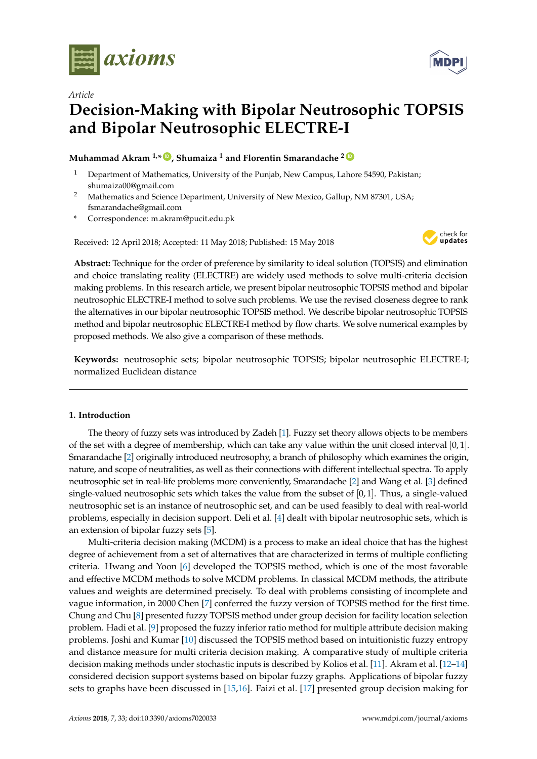*Article*

# Decision-Making with Bipolar Neutrosophic TOPSIS and Bipolar Neutrosophic ELECTRE-I

**Muhammad Akram [1,*], Shumaiza [1] and Florentin Smarandache [2]**

[1] Department of Mathematics, University of the Punjab, New Campus, Lahore 54590, Pakistan; shumaiza00@gmail.com

[2] Mathematics and Science Department, University of New Mexico, Gallup, NM 87301, USA; fsmarandache@gmail.com

[*] Correspondence: m.akram@pucit.edu.pk

Received: 12 April 2018; Accepted: 11 May 2018; Published: 15 May 2018

**Abstract:** Technique for the order of preference by similarity to ideal solution (TOPSIS) and elimination and choice translating reality (ELECTRE) are widely used methods to solve multi-criteria decision making problems. In this research article, we present bipolar neutrosophic TOPSIS method and bipolar neutrosophic ELECTRE-I method to solve such problems. We use the revised closeness degree to rank the alternatives in our bipolar neutrosophic TOPSIS method. We describe bipolar neutrosophic TOPSIS method and bipolar neutrosophic ELECTRE-I method by flow charts. We solve numerical examples by proposed methods. We also give a comparison of these methods.

**Keywords:** neutrosophic sets; bipolar neutrosophic TOPSIS; bipolar neutrosophic ELECTRE-I; normalized Euclidean distance

## 1. Introduction

The theory of fuzzy sets was introduced by Zadeh [1]. Fuzzy set theory allows objects to be members of the set with a degree of membership, which can take any value within the unit closed interval $[0, 1]$. Smarandache [2] originally introduced neutrosophy, a branch of philosophy which examines the origin, nature, and scope of neutralities, as well as their connections with different intellectual spectra. To apply neutrosophic set in real-life problems more conveniently, Smarandache [2] and Wang et al. [3] defined single-valued neutrosophic sets which takes the value from the subset of $[0, 1]$. Thus, a single-valued neutrosophic set is an instance of neutrosophic set, and can be used feasibly to deal with real-world problems, especially in decision support. Deli et al. [4] dealt with bipolar neutrosophic sets, which is an extension of bipolar fuzzy sets [5].

Multi-criteria decision making (MCDM) is a process to make an ideal choice that has the highest degree of achievement from a set of alternatives that are characterized in terms of multiple conflicting criteria. Hwang and Yoon [6] developed the TOPSIS method, which is one of the most favorable and effective MCDM methods to solve MCDM problems. In classical MCDM methods, the attribute values and weights are determined precisely. To deal with problems consisting of incomplete and vague information, in 2000 Chen [7] conferred the fuzzy version of TOPSIS method for the first time. Chung and Chu [8] presented fuzzy TOPSIS method under group decision for facility location selection problem. Hadi et al. [9] proposed the fuzzy inferior ratio method for multiple attribute decision making problems. Joshi and Kumar [10] discussed the TOPSIS method based on intuitionistic fuzzy entropy and distance measure for multi criteria decision making. A comparative study of multiple criteria decision making methods under stochastic inputs is described by Kolios et al. [11]. Akram et al. [12–14] considered decision support systems based on bipolar fuzzy graphs. Applications of bipolar fuzzy sets to graphs have been discussed in [15,16]. Faizi et al. [17] presented group decision making for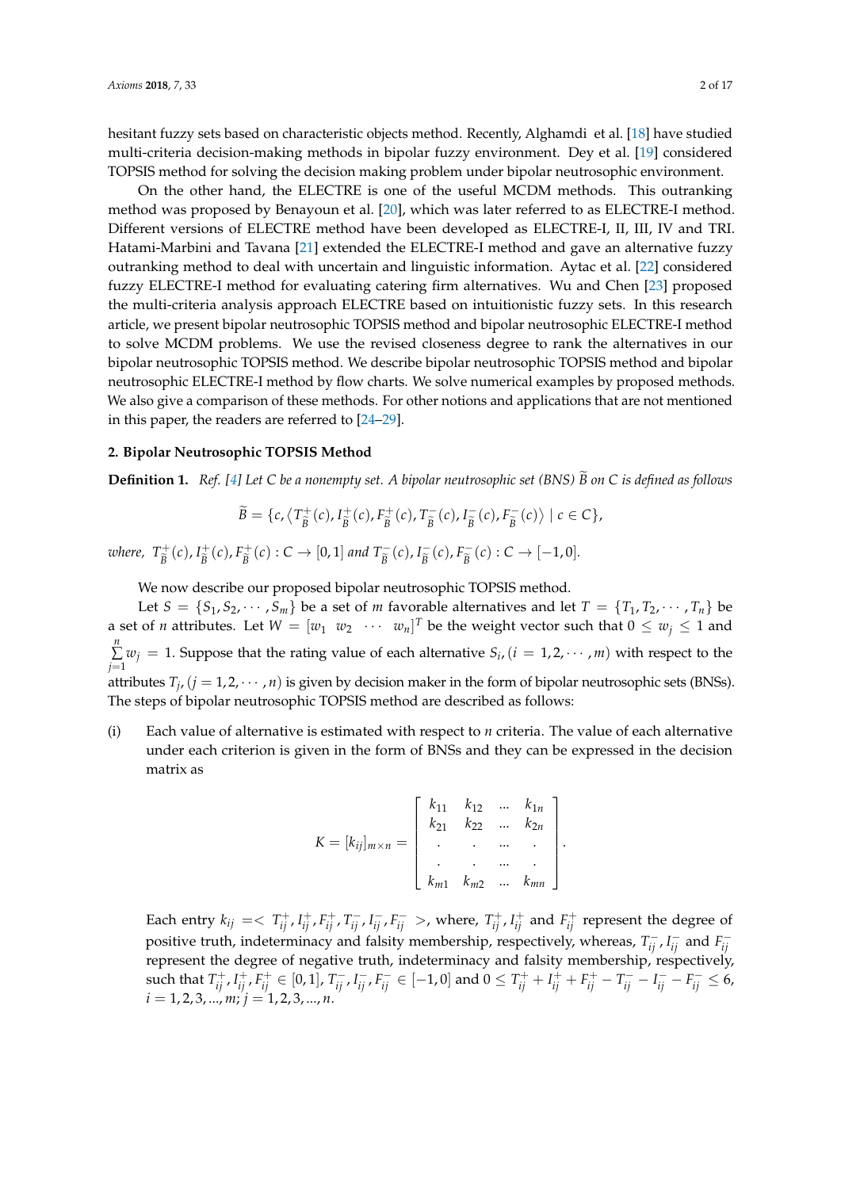hesitant fuzzy sets based on characteristic objects method. Recently, Alghamdi et al. [18] have studied multi-criteria decision-making methods in bipolar fuzzy environment. Dey et al. [19] considered TOPSIS method for solving the decision making problem under bipolar neutrosophic environment.

On the other hand, the ELECTRE is one of the useful MCDM methods. This outranking method was proposed by Benayoun et al. [20], which was later referred to as ELECTRE-I method. Different versions of ELECTRE method have been developed as ELECTRE-I, II, III, IV and TRI. Hatami-Marbini and Tavana [21] extended the ELECTRE-I method and gave an alternative fuzzy outranking method to deal with uncertain and linguistic information. Aytac et al. [22] considered fuzzy ELECTRE-I method for evaluating catering firm alternatives. Wu and Chen [23] proposed the multi-criteria analysis approach ELECTRE based on intuitionistic fuzzy sets. In this research article, we present bipolar neutrosophic TOPSIS method and bipolar neutrosophic ELECTRE-I method to solve MCDM problems. We use the revised closeness degree to rank the alternatives in our bipolar neutrosophic TOPSIS method. We describe bipolar neutrosophic TOPSIS method and bipolar neutrosophic ELECTRE-I method by flow charts. We solve numerical examples by proposed methods. We also give a comparison of these methods. For other notions and applications that are not mentioned in this paper, the readers are referred to [24–29].

## 2. Bipolar Neutrosophic TOPSIS Method

**Definition 1.** *Ref. [4] Let C be a nonempty set. A bipolar neutrosophic set (BNS) $\widetilde{B}$ on C is defined as follows*

$$\widetilde{B} = \{c, \langle T^{+}_{\widetilde{B}}(c), I^{+}_{\widetilde{B}}(c), F^{+}_{\widetilde{B}}(c), T^{-}_{\widetilde{B}}(c), I^{-}_{\widetilde{B}}(c), F^{-}_{\widetilde{B}}(c)\rangle \mid c \in C\},$$

*where, $T^{+}_{\widetilde{B}}(c), I^{+}_{\widetilde{B}}(c), F^{+}_{\widetilde{B}}(c) : C \to [0,1]$ and $T^{-}_{\widetilde{B}}(c), I^{-}_{\widetilde{B}}(c), F^{-}_{\widetilde{B}}(c) : C \to [-1,0]$.*

We now describe our proposed bipolar neutrosophic TOPSIS method.

Let $S = \{S_1, S_2, \cdots, S_m\}$ be a set of $m$ favorable alternatives and let $T = \{T_1, T_2, \cdots, T_n\}$ be a set of $n$ attributes. Let $W = [w_1 \ \ w_2 \ \ \cdots \ \ w_n]^T$ be the weight vector such that $0 \leq w_j \leq 1$ and $\sum\limits_{j=1}^{n} w_j = 1$. Suppose that the rating value of each alternative $S_i, (i = 1, 2, \cdots, m)$ with respect to the attributes $T_j, (j = 1, 2, \cdots, n)$ is given by decision maker in the form of bipolar neutrosophic sets (BNSs). The steps of bipolar neutrosophic TOPSIS method are described as follows:

(i) Each value of alternative is estimated with respect to $n$ criteria. The value of each alternative under each criterion is given in the form of BNSs and they can be expressed in the decision matrix as

$$K = [k_{ij}]_{m \times n} = \begin{bmatrix} k_{11} & k_{12} & \dots & k_{1n} \\ k_{21} & k_{22} & \dots & k_{2n} \\ . & . & \dots & . \\ . & . & \dots & . \\ k_{m1} & k_{m2} & \dots & k_{mn} \end{bmatrix}.$$

Each entry $k_{ij} = < T^{+}_{ij}, I^{+}_{ij}, F^{+}_{ij}, T^{-}_{ij}, I^{-}_{ij}, F^{-}_{ij} >$, where, $T^{+}_{ij}, I^{+}_{ij}$ and $F^{+}_{ij}$ represent the degree of positive truth, indeterminacy and falsity membership, respectively, whereas, $T^{-}_{ij}, I^{-}_{ij}$ and $F^{-}_{ij}$ represent the degree of negative truth, indeterminacy and falsity membership, respectively, such that $T^{+}_{ij}, I^{+}_{ij}, F^{+}_{ij} \in [0,1]$, $T^{-}_{ij}, I^{-}_{ij}, F^{-}_{ij} \in [-1,0]$ and $0 \leq T^{+}_{ij} + I^{+}_{ij} + F^{+}_{ij} - T^{-}_{ij} - I^{-}_{ij} - F^{-}_{ij} \leq 6$, $i = 1, 2, 3, ..., m; j = 1, 2, 3, ..., n.$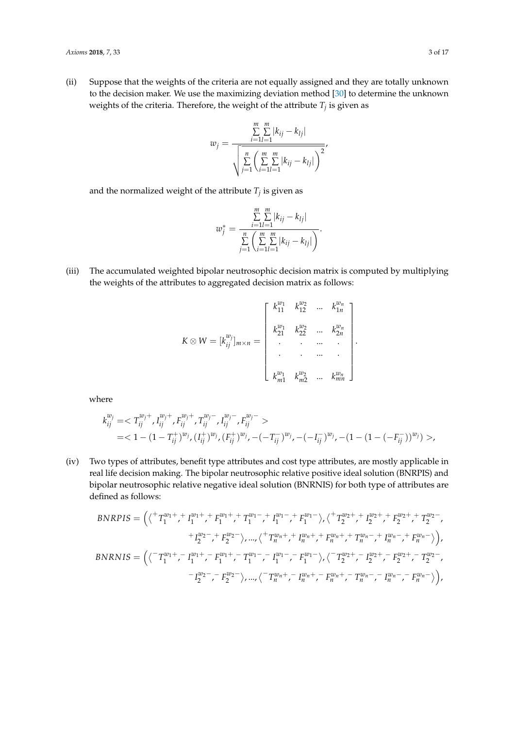(ii) Suppose that the weights of the criteria are not equally assigned and they are totally unknown to the decision maker. We use the maximizing deviation method [30] to determine the unknown weights of the criteria. Therefore, the weight of the attribute $T_j$ is given as

$$w_j = \frac{\sum\limits_{i=1}^{m}\sum\limits_{l=1}^{m}|k_{ij}-k_{lj}|}{\sqrt{\sum\limits_{j=1}^{n}\left(\sum\limits_{i=1}^{m}\sum\limits_{l=1}^{m}|k_{ij}-k_{lj}|\right)^2}},$$

and the normalized weight of the attribute $T_j$ is given as

$$w_j^* = \frac{\sum\limits_{i=1}^{m}\sum\limits_{l=1}^{m}|k_{ij}-k_{lj}|}{\sum\limits_{j=1}^{n}\left(\sum\limits_{i=1}^{m}\sum\limits_{l=1}^{m}|k_{ij}-k_{lj}|\right)}.$$

(iii) The accumulated weighted bipolar neutrosophic decision matrix is computed by multiplying the weights of the attributes to aggregated decision matrix as follows:

$$K \otimes W = [k_{ij}^{w_j}]_{m\times n} = \begin{bmatrix} k_{11}^{w_1} & k_{12}^{w_2} & \dots & k_{1n}^{w_n} \\ k_{21}^{w_1} & k_{22}^{w_2} & \dots & k_{2n}^{w_n} \\ . & . & \dots & . \\ . & . & \dots & . \\ k_{m1}^{w_1} & k_{m2}^{w_2} & \dots & k_{mn}^{w_n} \end{bmatrix}.$$

where

$$\begin{aligned} k_{ij}^{w_j} &=< T_{ij}^{w_j+}, I_{ij}^{w_j+}, F_{ij}^{w_j+}, T_{ij}^{w_j-}, I_{ij}^{w_j-}, F_{ij}^{w_j-} > \\ &=< 1-(1-T_{ij}^{+})^{w_j}, (I_{ij}^{+})^{w_j}, (F_{ij}^{+})^{w_j}, -(-T_{ij}^{-})^{w_j}, -(-I_{ij}^{-})^{w_j}, -(1-(1-(-F_{ij}^{-}))^{w_j}) >, \end{aligned}$$

(iv) Two types of attributes, benefit type attributes and cost type attributes, are mostly applicable in real life decision making. The bipolar neutrosophic relative positive ideal solution (BNRPIS) and bipolar neutrosophic relative negative ideal solution (BNRNIS) for both type of attributes are defined as follows:

$$\begin{aligned} BNRPIS = \Big(&\langle {}^{+}T_1^{w_1+}, {}^{+}I_1^{w_1+}, {}^{+}F_1^{w_1+}, {}^{+}T_1^{w_1-}, {}^{+}I_1^{w_1-}, {}^{+}F_1^{w_1-}\rangle, \langle {}^{+}T_2^{w_2+}, {}^{+}I_2^{w_2+}, {}^{+}F_2^{w_2+}, {}^{+}T_2^{w_2-}, \\ &{}^{+}I_2^{w_2-}, {}^{+}F_2^{w_2-}\rangle, \dots, \langle {}^{+}T_n^{w_n+}, {}^{+}I_n^{w_n+}, {}^{+}F_n^{w_n+}, {}^{+}T_n^{w_n-}, {}^{+}I_n^{w_n-}, {}^{+}F_n^{w_n-}\rangle\Big), \\ BNRNIS = \Big(&\langle {}^{-}T_1^{w_1+}, {}^{-}I_1^{w_1+}, {}^{-}F_1^{w_1+}, {}^{-}T_1^{w_1-}, {}^{-}I_1^{w_1-}, {}^{-}F_1^{w_1-}\rangle, \langle {}^{-}T_2^{w_2+}, {}^{-}I_2^{w_2+}, {}^{-}F_2^{w_2+}, {}^{-}T_2^{w_2-}, \\ &{}^{-}I_2^{w_2-}, {}^{-}F_2^{w_2-}\rangle, \dots, \langle {}^{-}T_n^{w_n+}, {}^{-}I_n^{w_n+}, {}^{-}F_n^{w_n+}, {}^{-}T_n^{w_n-}, {}^{-}I_n^{w_n-}, {}^{-}F_n^{w_n-}\rangle\Big), \end{aligned}$$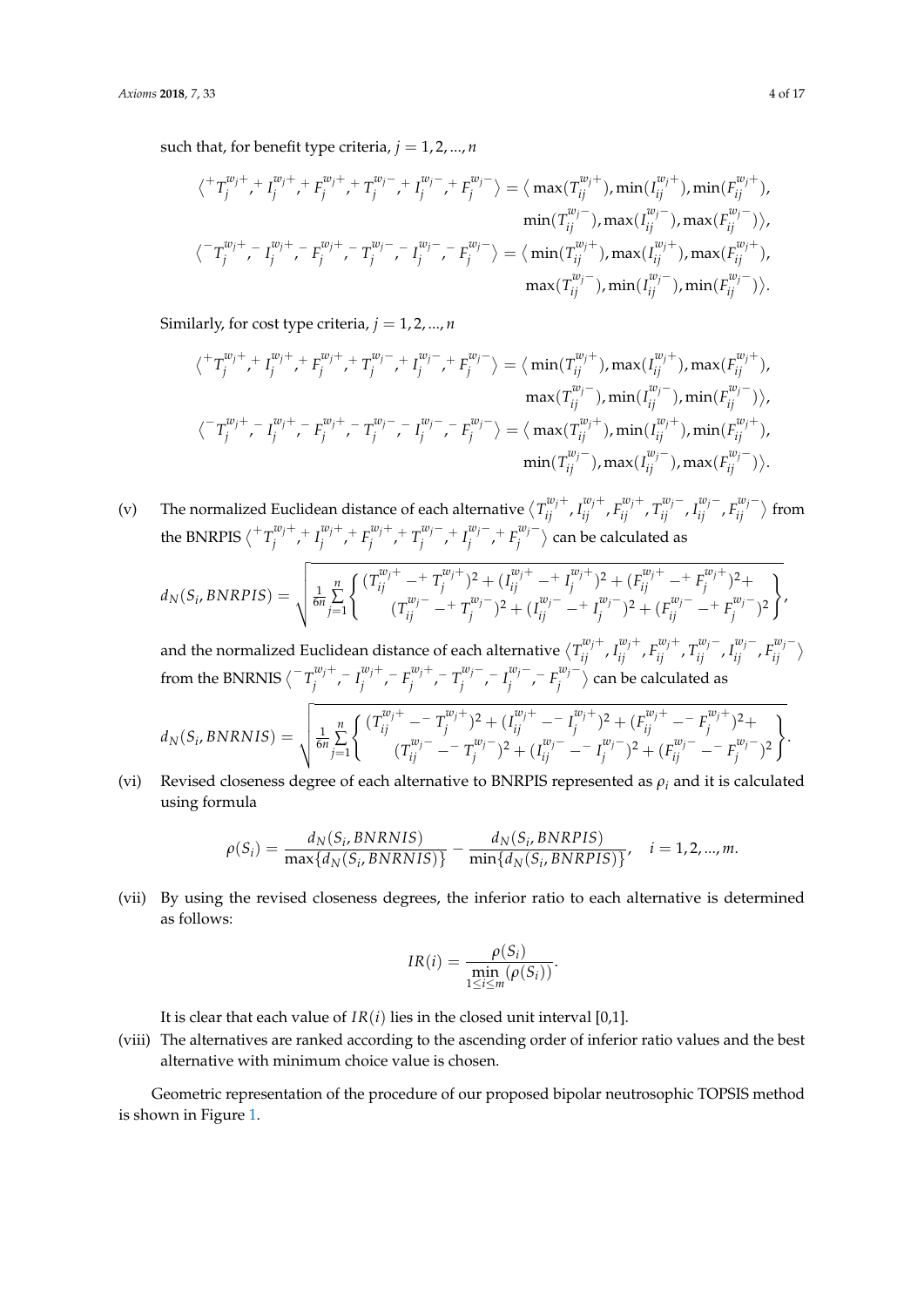such that, for benefit type criteria, $j = 1, 2, ..., n$

$$\langle {}^{+}T_j^{w_j+}, {}^{+}I_j^{w_j+}, {}^{+}F_j^{w_j+}, {}^{+}T_j^{w_j-}, {}^{+}I_j^{w_j-}, {}^{+}F_j^{w_j-} \rangle = \langle \max(T_{ij}^{w_j+}), \min(I_{ij}^{w_j+}), \min(F_{ij}^{w_j+}), \min(T_{ij}^{w_j-}), \max(I_{ij}^{w_j-}), \max(F_{ij}^{w_j-}) \rangle,$$

$$\langle {}^{-}T_j^{w_j+}, {}^{-}I_j^{w_j+}, {}^{-}F_j^{w_j+}, {}^{-}T_j^{w_j-}, {}^{-}I_j^{w_j-}, {}^{-}F_j^{w_j-} \rangle = \langle \min(T_{ij}^{w_j+}), \max(I_{ij}^{w_j+}), \max(F_{ij}^{w_j+}), \max(T_{ij}^{w_j-}), \min(I_{ij}^{w_j-}), \min(F_{ij}^{w_j-}) \rangle.$$

Similarly, for cost type criteria, $j = 1, 2, ..., n$

$$\langle {}^{+}T_j^{w_j+}, {}^{+}I_j^{w_j+}, {}^{+}F_j^{w_j+}, {}^{+}T_j^{w_j-}, {}^{+}I_j^{w_j-}, {}^{+}F_j^{w_j-} \rangle = \langle \min(T_{ij}^{w_j+}), \max(I_{ij}^{w_j+}), \max(F_{ij}^{w_j+}), \max(T_{ij}^{w_j-}), \min(I_{ij}^{w_j-}), \min(F_{ij}^{w_j-}) \rangle,$$

$$\langle {}^{-}T_j^{w_j+}, {}^{-}I_j^{w_j+}, {}^{-}F_j^{w_j+}, {}^{-}T_j^{w_j-}, {}^{-}I_j^{w_j-}, {}^{-}F_j^{w_j-} \rangle = \langle \max(T_{ij}^{w_j+}), \min(I_{ij}^{w_j+}), \min(F_{ij}^{w_j+}), \min(T_{ij}^{w_j-}), \max(I_{ij}^{w_j-}), \max(F_{ij}^{w_j-}) \rangle.$$

(v) The normalized Euclidean distance of each alternative $\langle T_{ij}^{w_j+}, I_{ij}^{w_j+}, F_{ij}^{w_j+}, T_{ij}^{w_j-}, I_{ij}^{w_j-}, F_{ij}^{w_j-} \rangle$ from the BNRPIS $\langle {}^{+}T_j^{w_j+}, {}^{+}I_j^{w_j+}, {}^{+}F_j^{w_j+}, {}^{+}T_j^{w_j-}, {}^{+}I_j^{w_j-}, {}^{+}F_j^{w_j-} \rangle$ can be calculated as

$$d_N(S_i, BNRPIS) = \sqrt{\frac{1}{6n}\sum_{j=1}^{n}\left\{ \begin{array}{c} (T_{ij}^{w_j+} - {}^{+}T_j^{w_j+})^2 + (I_{ij}^{w_j+} - {}^{+}I_j^{w_j+})^2 + (F_{ij}^{w_j+} - {}^{+}F_j^{w_j+})^2 + \\ (T_{ij}^{w_j-} - {}^{+}T_j^{w_j-})^2 + (I_{ij}^{w_j-} - {}^{+}I_j^{w_j-})^2 + (F_{ij}^{w_j-} - {}^{+}F_j^{w_j-})^2 \end{array} \right\}},$$

and the normalized Euclidean distance of each alternative $\langle T_{ij}^{w_j+}, I_{ij}^{w_j+}, F_{ij}^{w_j+}, T_{ij}^{w_j-}, I_{ij}^{w_j-}, F_{ij}^{w_j-} \rangle$ from the BNRNIS $\langle {}^{-}T_j^{w_j+}, {}^{-}I_j^{w_j+}, {}^{-}F_j^{w_j+}, {}^{-}T_j^{w_j-}, {}^{-}I_j^{w_j-}, {}^{-}F_j^{w_j-} \rangle$ can be calculated as

$$d_N(S_i, BNRNIS) = \sqrt{\frac{1}{6n}\sum_{j=1}^{n}\left\{ \begin{array}{c} (T_{ij}^{w_j+} - {}^{-}T_j^{w_j+})^2 + (I_{ij}^{w_j+} - {}^{-}I_j^{w_j+})^2 + (F_{ij}^{w_j+} - {}^{-}F_j^{w_j+})^2 + \\ (T_{ij}^{w_j-} - {}^{-}T_j^{w_j-})^2 + (I_{ij}^{w_j-} - {}^{-}I_j^{w_j-})^2 + (F_{ij}^{w_j-} - {}^{-}F_j^{w_j-})^2 \end{array} \right\}}.$$

(vi) Revised closeness degree of each alternative to BNRPIS represented as $\rho_i$ and it is calculated using formula

$$\rho(S_i) = \frac{d_N(S_i, BNRNIS)}{\max\{d_N(S_i, BNRNIS)\}} - \frac{d_N(S_i, BNRPIS)}{\min\{d_N(S_i, BNRPIS)\}}, \quad i = 1, 2, ..., m.$$

(vii) By using the revised closeness degrees, the inferior ratio to each alternative is determined as follows:

$$IR(i) = \frac{\rho(S_i)}{\min\limits_{1 \le i \le m}(\rho(S_i))}.$$

It is clear that each value of $IR(i)$ lies in the closed unit interval [0,1].

(viii) The alternatives are ranked according to the ascending order of inferior ratio values and the best alternative with minimum choice value is chosen.

Geometric representation of the procedure of our proposed bipolar neutrosophic TOPSIS method is shown in Figure 1.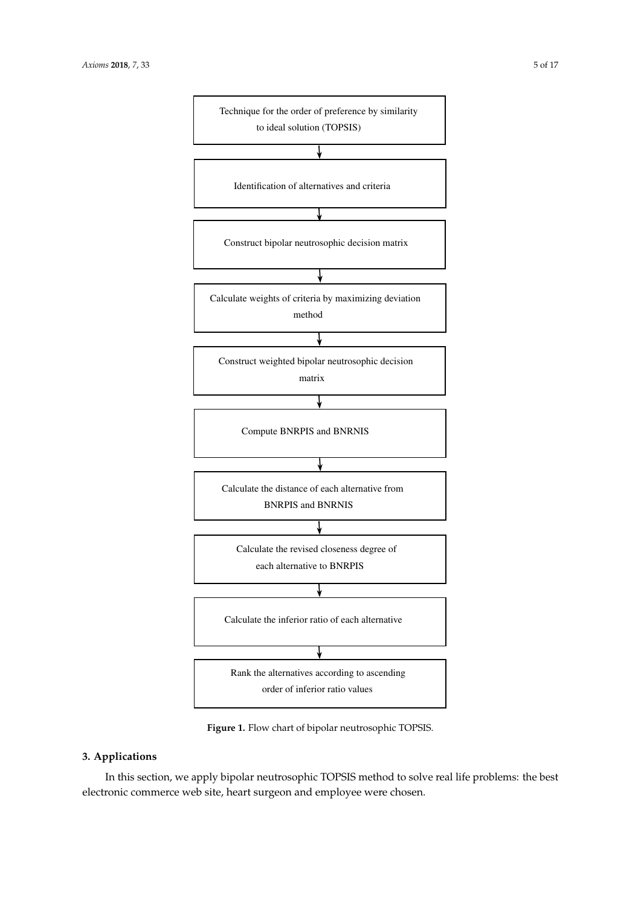Technique for the order of preference by similarity to ideal solution (TOPSIS)

↓

Identification of alternatives and criteria

↓

Construct bipolar neutrosophic decision matrix

↓

Calculate weights of criteria by maximizing deviation method

↓

Construct weighted bipolar neutrosophic decision matrix

↓

Compute BNRPIS and BNRNIS

↓

Calculate the distance of each alternative from BNRPIS and BNRNIS

↓

Calculate the revised closeness degree of each alternative to BNRPIS

↓

Calculate the inferior ratio of each alternative

↓

Rank the alternatives according to ascending order of inferior ratio values

**Figure 1.** Flow chart of bipolar neutrosophic TOPSIS.

## 3. Applications

In this section, we apply bipolar neutrosophic TOPSIS method to solve real life problems: the best electronic commerce web site, heart surgeon and employee were chosen.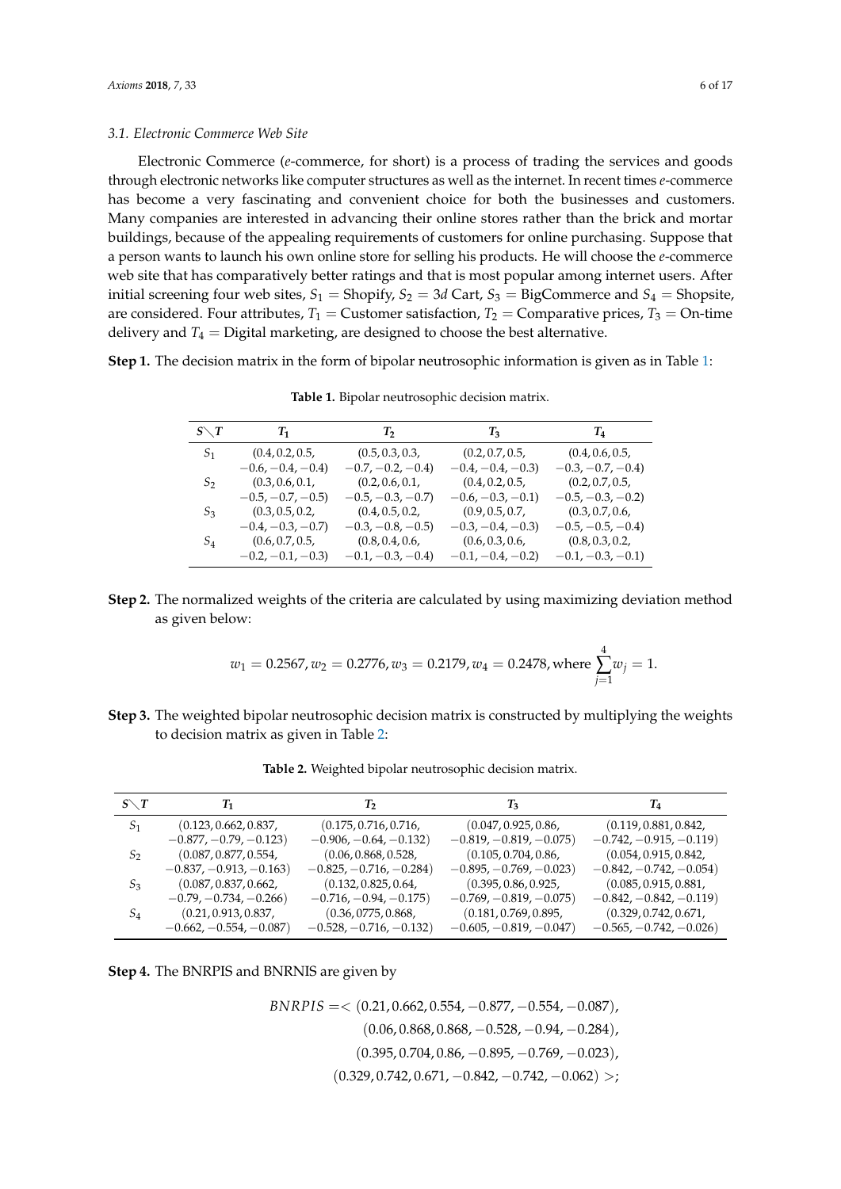### 3.1. Electronic Commerce Web Site

Electronic Commerce (*e*-commerce, for short) is a process of trading the services and goods through electronic networks like computer structures as well as the internet. In recent times *e*-commerce has become a very fascinating and convenient choice for both the businesses and customers. Many companies are interested in advancing their online stores rather than the brick and mortar buildings, because of the appealing requirements of customers for online purchasing. Suppose that a person wants to launch his own online store for selling his products. He will choose the *e*-commerce web site that has comparatively better ratings and that is most popular among internet users. After initial screening four web sites, $S_1$ = Shopify, $S_2$ = 3*d* Cart, $S_3$ = BigCommerce and $S_4$ = Shopsite, are considered. Four attributes, $T_1$ = Customer satisfaction, $T_2$ = Comparative prices, $T_3$ = On-time delivery and $T_4$ = Digital marketing, are designed to choose the best alternative.

**Step 1.** The decision matrix in the form of bipolar neutrosophic information is given as in Table 1:

**Table 1.** Bipolar neutrosophic decision matrix.

| $S \diagdown T$ | $T_1$ | $T_2$ | $T_3$ | $T_4$ |
|---|---|---|---|---|
| $S_1$ | $(0.4, 0.2, 0.5, -0.6, -0.4, -0.4)$ | $(0.5, 0.3, 0.3, -0.7, -0.2, -0.4)$ | $(0.2, 0.7, 0.5, -0.4, -0.4, -0.3)$ | $(0.4, 0.6, 0.5, -0.3, -0.7, -0.4)$ |
| $S_2$ | $(0.3, 0.6, 0.1, -0.5, -0.7, -0.5)$ | $(0.2, 0.6, 0.1, -0.5, -0.3, -0.7)$ | $(0.4, 0.2, 0.5, -0.6, -0.3, -0.1)$ | $(0.2, 0.7, 0.5, -0.5, -0.3, -0.2)$ |
| $S_3$ | $(0.3, 0.5, 0.2, -0.4, -0.3, -0.7)$ | $(0.4, 0.5, 0.2, -0.3, -0.8, -0.5)$ | $(0.9, 0.5, 0.7, -0.3, -0.4, -0.3)$ | $(0.3, 0.7, 0.6, -0.5, -0.5, -0.4)$ |
| $S_4$ | $(0.6, 0.7, 0.5, -0.2, -0.1, -0.3)$ | $(0.8, 0.4, 0.6, -0.1, -0.3, -0.4)$ | $(0.6, 0.3, 0.6, -0.1, -0.4, -0.2)$ | $(0.8, 0.3, 0.2, -0.1, -0.3, -0.1)$ |

**Step 2.** The normalized weights of the criteria are calculated by using maximizing deviation method as given below:

$$w_1 = 0.2567, w_2 = 0.2776, w_3 = 0.2179, w_4 = 0.2478, \text{where } \sum_{j=1}^{4} w_j = 1.$$

**Step 3.** The weighted bipolar neutrosophic decision matrix is constructed by multiplying the weights to decision matrix as given in Table 2:

**Table 2.** Weighted bipolar neutrosophic decision matrix.

| $S \diagdown T$ | $T_1$ | $T_2$ | $T_3$ | $T_4$ |
|---|---|---|---|---|
| $S_1$ | $(0.123, 0.662, 0.837, -0.877, -0.79, -0.123)$ | $(0.175, 0.716, 0.716, -0.906, -0.64, -0.132)$ | $(0.047, 0.925, 0.86, -0.819, -0.819, -0.075)$ | $(0.119, 0.881, 0.842, -0.742, -0.915, -0.119)$ |
| $S_2$ | $(0.087, 0.877, 0.554, -0.837, -0.913, -0.163)$ | $(0.06, 0.868, 0.528, -0.825, -0.716, -0.284)$ | $(0.105, 0.704, 0.86, -0.895, -0.769, -0.023)$ | $(0.054, 0.915, 0.842, -0.842, -0.742, -0.054)$ |
| $S_3$ | $(0.087, 0.837, 0.662, -0.79, -0.734, -0.266)$ | $(0.132, 0.825, 0.64, -0.716, -0.94, -0.175)$ | $(0.395, 0.86, 0.925, -0.769, -0.819, -0.075)$ | $(0.085, 0.915, 0.881, -0.842, -0.842, -0.119)$ |
| $S_4$ | $(0.21, 0.913, 0.837, -0.662, -0.554, -0.087)$ | $(0.36, 0775, 0.868, -0.528, -0.716, -0.132)$ | $(0.181, 0.769, 0.895, -0.605, -0.819, -0.047)$ | $(0.329, 0.742, 0.671, -0.565, -0.742, -0.026)$ |

**Step 4.** The BNRPIS and BNRNIS are given by

$$\begin{aligned} BNRPIS =< & (0.21, 0.662, 0.554, -0.877, -0.554, -0.087), \\ & (0.06, 0.868, 0.868, -0.528, -0.94, -0.284), \\ & (0.395, 0.704, 0.86, -0.895, -0.769, -0.023), \\ & (0.329, 0.742, 0.671, -0.842, -0.742, -0.062) >; \end{aligned}$$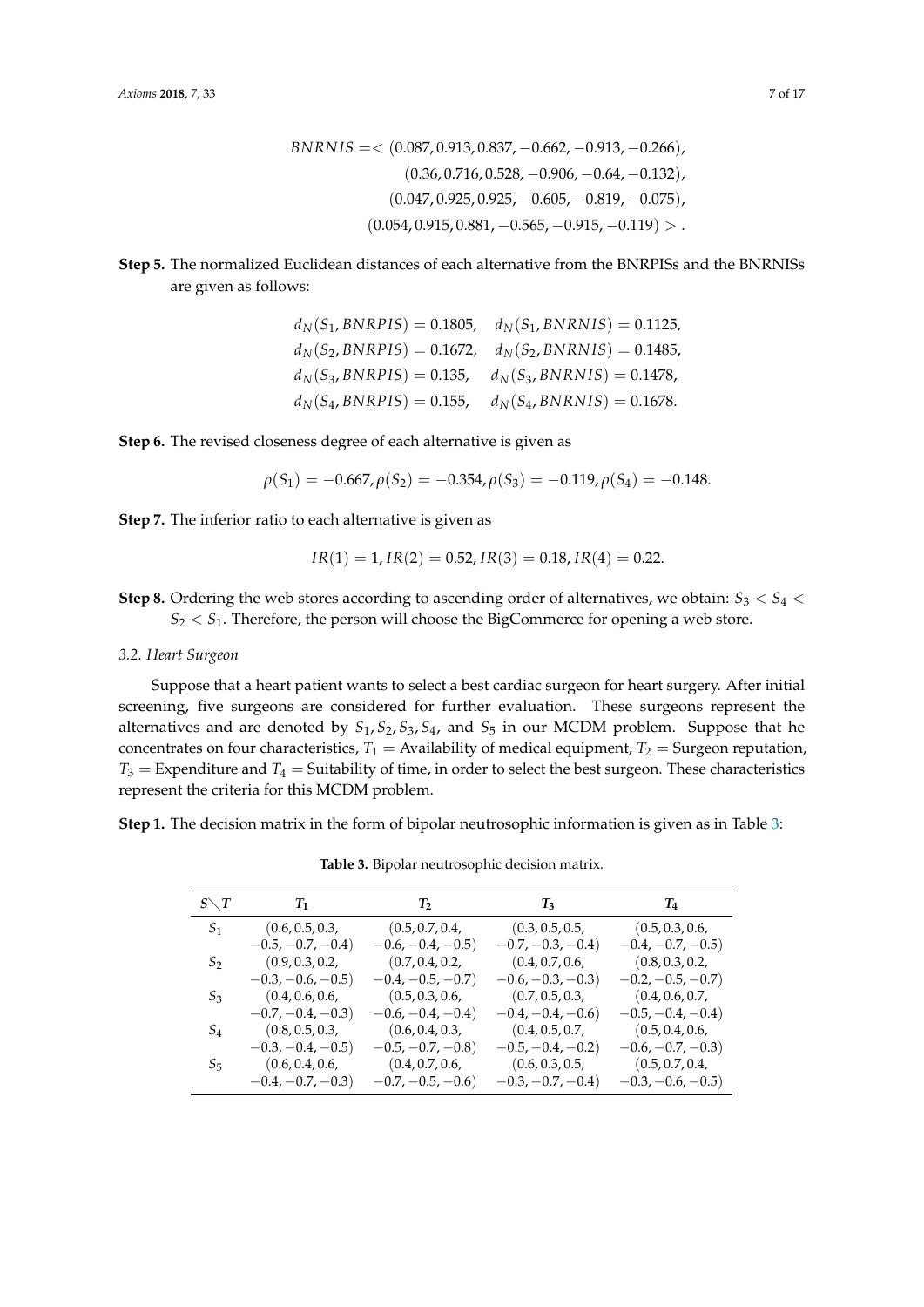$$BNRNIS = <(0.087, 0.913, 0.837, -0.662, -0.913, -0.266),$$
$$(0.36, 0.716, 0.528, -0.906, -0.64, -0.132),$$
$$(0.047, 0.925, 0.925, -0.605, -0.819, -0.075),$$
$$(0.054, 0.915, 0.881, -0.565, -0.915, -0.119)>.$$

**Step 5.** The normalized Euclidean distances of each alternative from the BNRPISs and the BNRNISs are given as follows:

$$d_N(S_1, BNRPIS) = 0.1805, \quad d_N(S_1, BNRNIS) = 0.1125,$$
$$d_N(S_2, BNRPIS) = 0.1672, \quad d_N(S_2, BNRNIS) = 0.1485,$$
$$d_N(S_3, BNRPIS) = 0.135, \quad d_N(S_3, BNRNIS) = 0.1478,$$
$$d_N(S_4, BNRPIS) = 0.155, \quad d_N(S_4, BNRNIS) = 0.1678.$$

**Step 6.** The revised closeness degree of each alternative is given as

$$\rho(S_1) = -0.667, \rho(S_2) = -0.354, \rho(S_3) = -0.119, \rho(S_4) = -0.148.$$

**Step 7.** The inferior ratio to each alternative is given as

$$IR(1) = 1, IR(2) = 0.52, IR(3) = 0.18, IR(4) = 0.22.$$

**Step 8.** Ordering the web stores according to ascending order of alternatives, we obtain: $S_3 < S_4 < S_2 < S_1$. Therefore, the person will choose the BigCommerce for opening a web store.

### 3.2. Heart Surgeon

Suppose that a heart patient wants to select a best cardiac surgeon for heart surgery. After initial screening, five surgeons are considered for further evaluation. These surgeons represent the alternatives and are denoted by $S_1, S_2, S_3, S_4$, and $S_5$ in our MCDM problem. Suppose that he concentrates on four characteristics, $T_1$ = Availability of medical equipment, $T_2$ = Surgeon reputation, $T_3$ = Expenditure and $T_4$ = Suitability of time, in order to select the best surgeon. These characteristics represent the criteria for this MCDM problem.

**Step 1.** The decision matrix in the form of bipolar neutrosophic information is given as in Table 3:

**Table 3.** Bipolar neutrosophic decision matrix.

| $S \diagdown T$ | $T_1$ | $T_2$ | $T_3$ | $T_4$ |
|---|---|---|---|---|
| $S_1$ | $(0.6, 0.5, 0.3, -0.5, -0.7, -0.4)$ | $(0.5, 0.7, 0.4, -0.6, -0.4, -0.5)$ | $(0.3, 0.5, 0.5, -0.7, -0.3, -0.4)$ | $(0.5, 0.3, 0.6, -0.4, -0.7, -0.5)$ |
| $S_2$ | $(0.9, 0.3, 0.2, -0.3, -0.6, -0.5)$ | $(0.7, 0.4, 0.2, -0.4, -0.5, -0.7)$ | $(0.4, 0.7, 0.6, -0.6, -0.3, -0.3)$ | $(0.8, 0.3, 0.2, -0.2, -0.5, -0.7)$ |
| $S_3$ | $(0.4, 0.6, 0.6, -0.7, -0.4, -0.3)$ | $(0.5, 0.3, 0.6, -0.6, -0.4, -0.4)$ | $(0.7, 0.5, 0.3, -0.4, -0.4, -0.6)$ | $(0.4, 0.6, 0.7, -0.5, -0.4, -0.4)$ |
| $S_4$ | $(0.8, 0.5, 0.3, -0.3, -0.4, -0.5)$ | $(0.6, 0.4, 0.3, -0.5, -0.7, -0.8)$ | $(0.4, 0.5, 0.7, -0.5, -0.4, -0.2)$ | $(0.5, 0.4, 0.6, -0.6, -0.7, -0.3)$ |
| $S_5$ | $(0.6, 0.4, 0.6, -0.4, -0.7, -0.3)$ | $(0.4, 0.7, 0.6, -0.7, -0.5, -0.6)$ | $(0.6, 0.3, 0.5, -0.3, -0.7, -0.4)$ | $(0.5, 0.7, 0.4, -0.3, -0.6, -0.5)$ |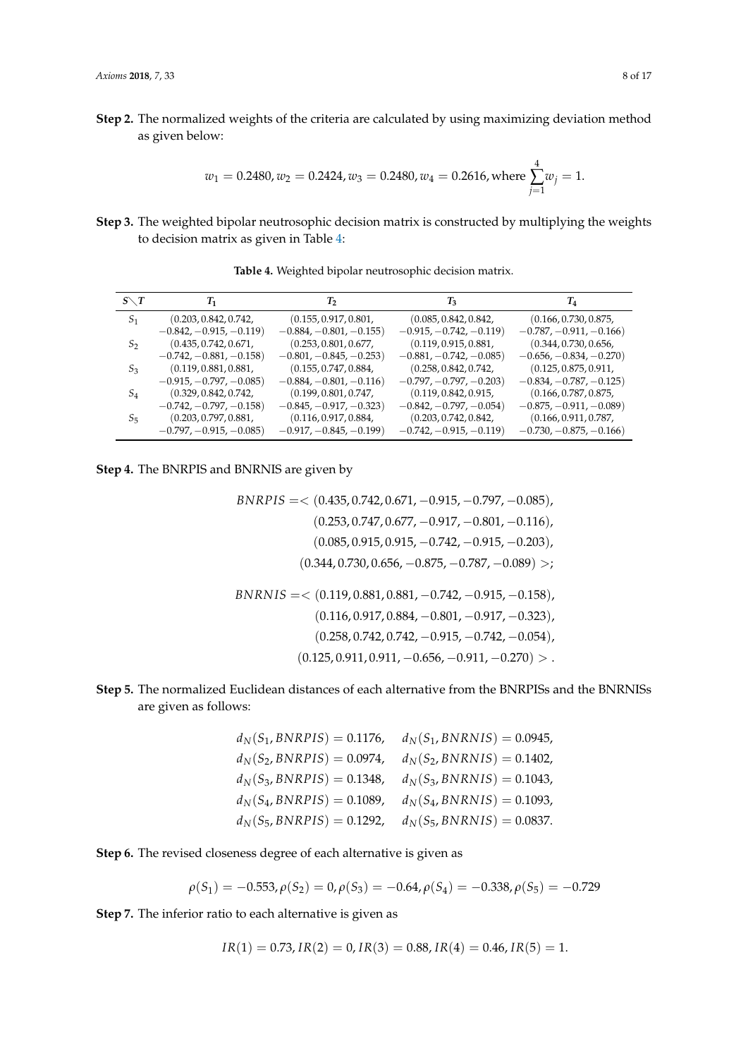**Step 2.** The normalized weights of the criteria are calculated by using maximizing deviation method as given below:

$$w_1 = 0.2480, w_2 = 0.2424, w_3 = 0.2480, w_4 = 0.2616, \text{where } \sum_{j=1}^{4} w_j = 1.$$

**Step 3.** The weighted bipolar neutrosophic decision matrix is constructed by multiplying the weights to decision matrix as given in Table 4:

**Table 4.** Weighted bipolar neutrosophic decision matrix.

| $S \diagdown T$ | $T_1$ | $T_2$ | $T_3$ | $T_4$ |
|---|---|---|---|---|
| $S_1$ | $(0.203, 0.842, 0.742, -0.842, -0.915, -0.119)$ | $(0.155, 0.917, 0.801, -0.884, -0.801, -0.155)$ | $(0.085, 0.842, 0.842, -0.915, -0.742, -0.119)$ | $(0.166, 0.730, 0.875, -0.787, -0.911, -0.166)$ |
| $S_2$ | $(0.435, 0.742, 0.671, -0.742, -0.881, -0.158)$ | $(0.253, 0.801, 0.677, -0.801, -0.845, -0.253)$ | $(0.119, 0.915, 0.881, -0.881, -0.742, -0.085)$ | $(0.344, 0.730, 0.656, -0.656, -0.834, -0.270)$ |
| $S_3$ | $(0.119, 0.881, 0.881, -0.915, -0.797, -0.085)$ | $(0.155, 0.747, 0.884, -0.884, -0.801, -0.116)$ | $(0.258, 0.842, 0.742, -0.797, -0.797, -0.203)$ | $(0.125, 0.875, 0.911, -0.834, -0.787, -0.125)$ |
| $S_4$ | $(0.329, 0.842, 0.742, -0.742, -0.797, -0.158)$ | $(0.199, 0.801, 0.747, -0.845, -0.917, -0.323)$ | $(0.119, 0.842, 0.915, -0.842, -0.797, -0.054)$ | $(0.166, 0.787, 0.875, -0.875, -0.911, -0.089)$ |
| $S_5$ | $(0.203, 0.797, 0.881, -0.797, -0.915, -0.085)$ | $(0.116, 0.917, 0.884, -0.917, -0.845, -0.199)$ | $(0.203, 0.742, 0.842, -0.742, -0.915, -0.119)$ | $(0.166, 0.911, 0.787, -0.730, -0.875, -0.166)$ |

**Step 4.** The BNRPIS and BNRNIS are given by

$$\begin{aligned} BNRPIS =< & (0.435, 0.742, 0.671, -0.915, -0.797, -0.085), \\ & (0.253, 0.747, 0.677, -0.917, -0.801, -0.116), \\ & (0.085, 0.915, 0.915, -0.742, -0.915, -0.203), \\ & (0.344, 0.730, 0.656, -0.875, -0.787, -0.089) >; \end{aligned}$$

$$\begin{aligned} BNRNIS =< & (0.119, 0.881, 0.881, -0.742, -0.915, -0.158), \\ & (0.116, 0.917, 0.884, -0.801, -0.917, -0.323), \\ & (0.258, 0.742, 0.742, -0.915, -0.742, -0.054), \\ & (0.125, 0.911, 0.911, -0.656, -0.911, -0.270) > . \end{aligned}$$

**Step 5.** The normalized Euclidean distances of each alternative from the BNRPISs and the BNRNISs are given as follows:

$$\begin{aligned} d_N(S_1, BNRPIS) &= 0.1176, \quad d_N(S_1, BNRNIS) = 0.0945, \\ d_N(S_2, BNRPIS) &= 0.0974, \quad d_N(S_2, BNRNIS) = 0.1402, \\ d_N(S_3, BNRPIS) &= 0.1348, \quad d_N(S_3, BNRNIS) = 0.1043, \\ d_N(S_4, BNRPIS) &= 0.1089, \quad d_N(S_4, BNRNIS) = 0.1093, \\ d_N(S_5, BNRPIS) &= 0.1292, \quad d_N(S_5, BNRNIS) = 0.0837. \end{aligned}$$

**Step 6.** The revised closeness degree of each alternative is given as

$$\rho(S_1) = -0.553, \rho(S_2) = 0, \rho(S_3) = -0.64, \rho(S_4) = -0.338, \rho(S_5) = -0.729$$

**Step 7.** The inferior ratio to each alternative is given as

$$IR(1) = 0.73, IR(2) = 0, IR(3) = 0.88, IR(4) = 0.46, IR(5) = 1.$$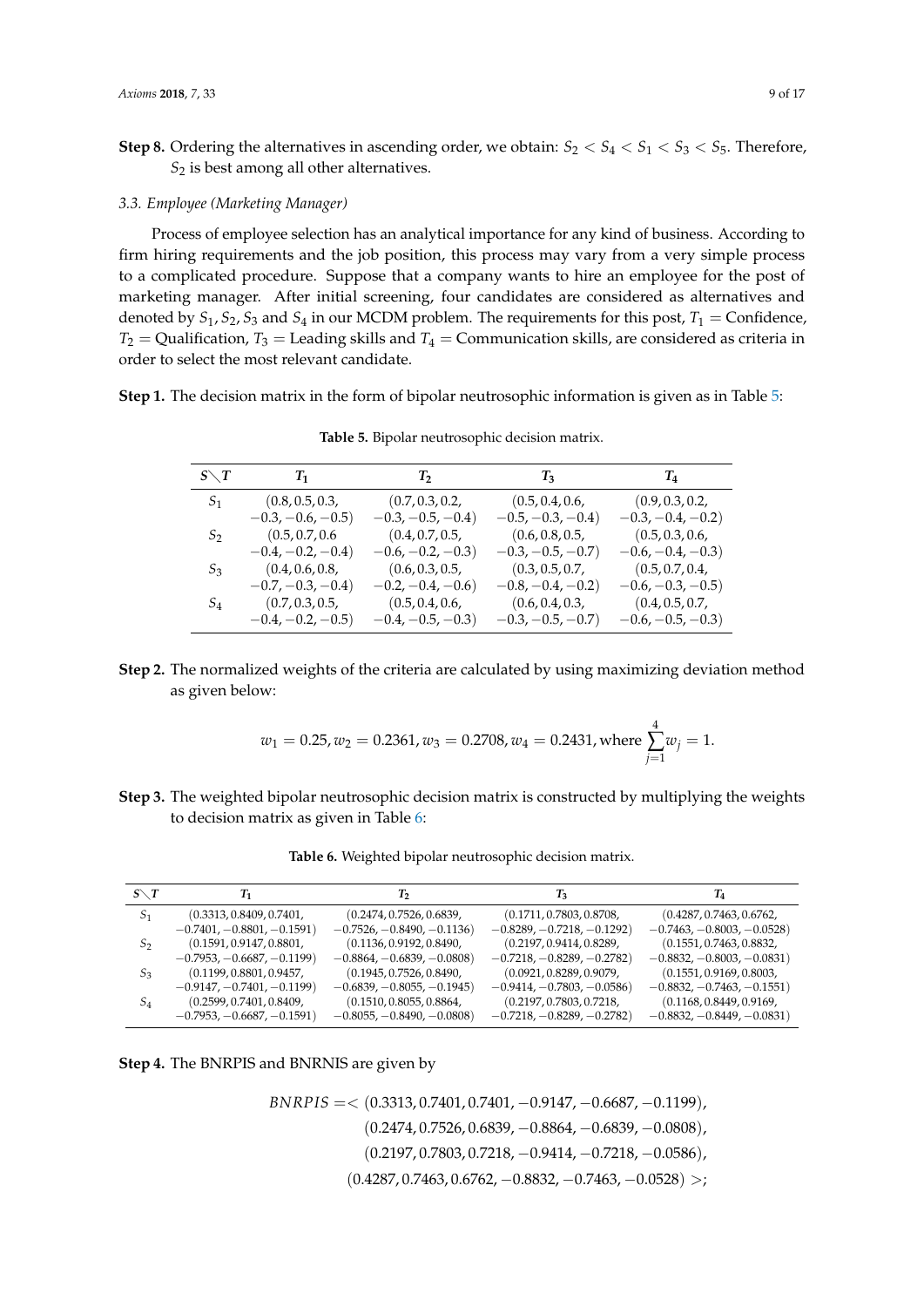**Step 8.** Ordering the alternatives in ascending order, we obtain: $S_2 < S_4 < S_1 < S_3 < S_5$. Therefore, $S_2$ is best among all other alternatives.

### 3.3. Employee (Marketing Manager)

Process of employee selection has an analytical importance for any kind of business. According to firm hiring requirements and the job position, this process may vary from a very simple process to a complicated procedure. Suppose that a company wants to hire an employee for the post of marketing manager. After initial screening, four candidates are considered as alternatives and denoted by $S_1, S_2, S_3$ and $S_4$ in our MCDM problem. The requirements for this post, $T_1$ = Confidence, $T_2$ = Qualification, $T_3$ = Leading skills and $T_4$ = Communication skills, are considered as criteria in order to select the most relevant candidate.

**Step 1.** The decision matrix in the form of bipolar neutrosophic information is given as in Table 5:

**Table 5.** Bipolar neutrosophic decision matrix.

| $S \setminus T$ | $T_1$ | $T_2$ | $T_3$ | $T_4$ |
|---|---|---|---|---|
| $S_1$ | $(0.8, 0.5, 0.3, -0.3, -0.6, -0.5)$ | $(0.7, 0.3, 0.2, -0.3, -0.5, -0.4)$ | $(0.5, 0.4, 0.6, -0.5, -0.3, -0.4)$ | $(0.9, 0.3, 0.2, -0.3, -0.4, -0.2)$ |
| $S_2$ | $(0.5, 0.7, 0.6, -0.4, -0.2, -0.4)$ | $(0.4, 0.7, 0.5, -0.6, -0.2, -0.3)$ | $(0.6, 0.8, 0.5, -0.3, -0.5, -0.7)$ | $(0.5, 0.3, 0.6, -0.6, -0.4, -0.3)$ |
| $S_3$ | $(0.4, 0.6, 0.8, -0.7, -0.3, -0.4)$ | $(0.6, 0.3, 0.5, -0.2, -0.4, -0.6)$ | $(0.3, 0.5, 0.7, -0.8, -0.4, -0.2)$ | $(0.5, 0.7, 0.4, -0.6, -0.3, -0.5)$ |
| $S_4$ | $(0.7, 0.3, 0.5, -0.4, -0.2, -0.5)$ | $(0.5, 0.4, 0.6, -0.4, -0.5, -0.3)$ | $(0.6, 0.4, 0.3, -0.3, -0.5, -0.7)$ | $(0.4, 0.5, 0.7, -0.6, -0.5, -0.3)$ |

**Step 2.** The normalized weights of the criteria are calculated by using maximizing deviation method as given below:

$$w_1 = 0.25, w_2 = 0.2361, w_3 = 0.2708, w_4 = 0.2431, \text{where } \sum_{j=1}^{4} w_j = 1.$$

**Step 3.** The weighted bipolar neutrosophic decision matrix is constructed by multiplying the weights to decision matrix as given in Table 6:

**Table 6.** Weighted bipolar neutrosophic decision matrix.

| $S \setminus T$ | $T_1$ | $T_2$ | $T_3$ | $T_4$ |
|---|---|---|---|---|
| $S_1$ | $(0.3313, 0.8409, 0.7401, -0.7401, -0.8801, -0.1591)$ | $(0.2474, 0.7526, 0.6839, -0.7526, -0.8490, -0.1136)$ | $(0.1711, 0.7803, 0.8708, -0.8289, -0.7218, -0.1292)$ | $(0.4287, 0.7463, 0.6762, -0.7463, -0.8003, -0.0528)$ |
| $S_2$ | $(0.1591, 0.9147, 0.8801, -0.7953, -0.6687, -0.1199)$ | $(0.1136, 0.9192, 0.8490, -0.8864, -0.6839, -0.0808)$ | $(0.2197, 0.9414, 0.8289, -0.7218, -0.8289, -0.2782)$ | $(0.1551, 0.7463, 0.8832, -0.8832, -0.8003, -0.0831)$ |
| $S_3$ | $(0.1199, 0.8801, 0.9457, -0.9147, -0.7401, -0.1199)$ | $(0.1945, 0.7526, 0.8490, -0.6839, -0.8055, -0.1945)$ | $(0.0921, 0.8289, 0.9079, -0.9414, -0.7803, -0.0586)$ | $(0.1551, 0.9169, 0.8003, -0.8832, -0.7463, -0.1551)$ |
| $S_4$ | $(0.2599, 0.7401, 0.8409, -0.7953, -0.6687, -0.1591)$ | $(0.1510, 0.8055, 0.8864, -0.8055, -0.8490, -0.0808)$ | $(0.2197, 0.7803, 0.7218, -0.7218, -0.8289, -0.2782)$ | $(0.1168, 0.8449, 0.9169, -0.8832, -0.8449, -0.0831)$ |

**Step 4.** The BNRPIS and BNRNIS are given by

$$\begin{aligned} BNRPIS =< & (0.3313, 0.7401, 0.7401, -0.9147, -0.6687, -0.1199), \\ & (0.2474, 0.7526, 0.6839, -0.8864, -0.6839, -0.0808), \\ & (0.2197, 0.7803, 0.7218, -0.9414, -0.7218, -0.0586), \\ & (0.4287, 0.7463, 0.6762, -0.8832, -0.7463, -0.0528) >; \end{aligned}$$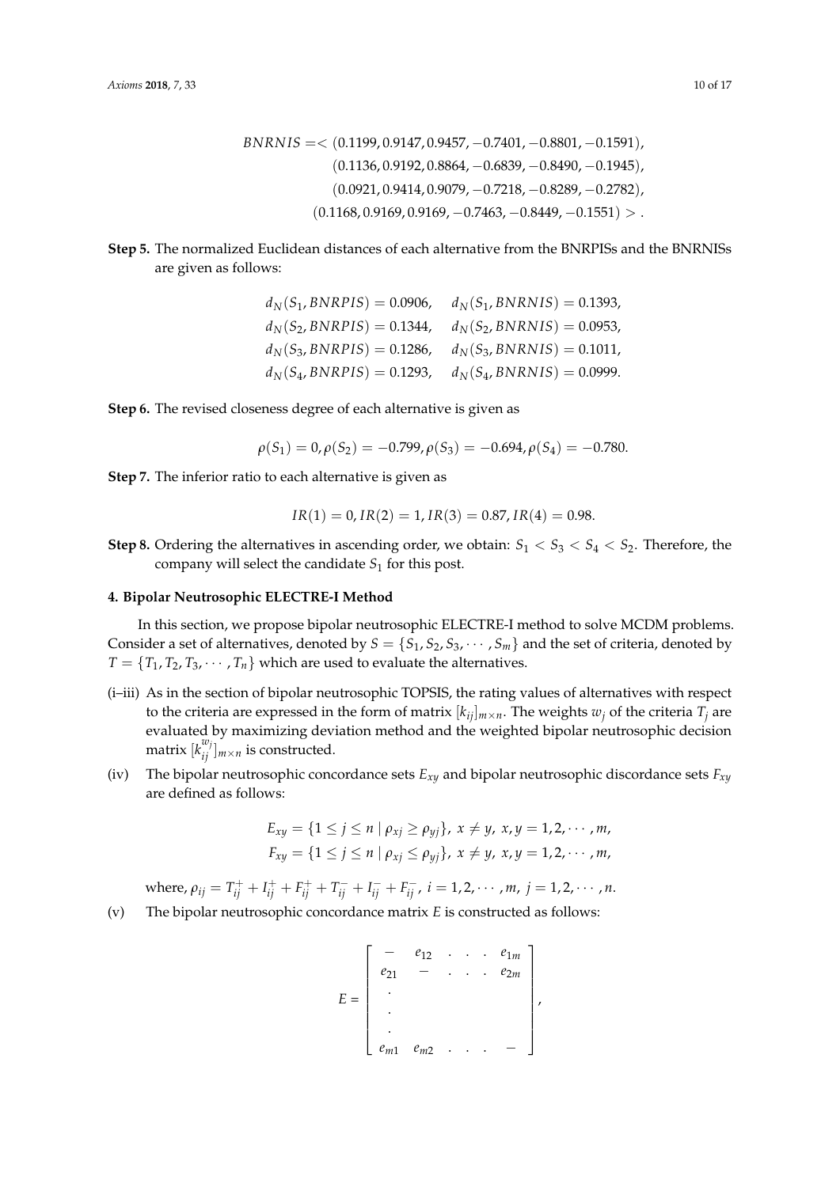$$
\begin{aligned}
BNRNIS = <\ & (0.1199, 0.9147, 0.9457, -0.7401, -0.8801, -0.1591), \\
& (0.1136, 0.9192, 0.8864, -0.6839, -0.8490, -0.1945), \\
& (0.0921, 0.9414, 0.9079, -0.7218, -0.8289, -0.2782), \\
& (0.1168, 0.9169, 0.9169, -0.7463, -0.8449, -0.1551) > .
\end{aligned}
$$

**Step 5.** The normalized Euclidean distances of each alternative from the BNRPISs and the BNRNISs are given as follows:

$$
\begin{aligned}
d_N(S_1, BNRPIS) &= 0.0906, \quad d_N(S_1, BNRNIS) = 0.1393, \\
d_N(S_2, BNRPIS) &= 0.1344, \quad d_N(S_2, BNRNIS) = 0.0953, \\
d_N(S_3, BNRPIS) &= 0.1286, \quad d_N(S_3, BNRNIS) = 0.1011, \\
d_N(S_4, BNRPIS) &= 0.1293, \quad d_N(S_4, BNRNIS) = 0.0999.
\end{aligned}
$$

**Step 6.** The revised closeness degree of each alternative is given as

$$
\rho(S_1) = 0, \rho(S_2) = -0.799, \rho(S_3) = -0.694, \rho(S_4) = -0.780.
$$

**Step 7.** The inferior ratio to each alternative is given as

$$
IR(1) = 0, IR(2) = 1, IR(3) = 0.87, IR(4) = 0.98.
$$

**Step 8.** Ordering the alternatives in ascending order, we obtain: $S_1 < S_3 < S_4 < S_2$. Therefore, the company will select the candidate $S_1$ for this post.

## 4. Bipolar Neutrosophic ELECTRE-I Method

In this section, we propose bipolar neutrosophic ELECTRE-I method to solve MCDM problems. Consider a set of alternatives, denoted by $S = \{S_1, S_2, S_3, \cdots, S_m\}$ and the set of criteria, denoted by $T = \{T_1, T_2, T_3, \cdots, T_n\}$ which are used to evaluate the alternatives.

(i–iii) As in the section of bipolar neutrosophic TOPSIS, the rating values of alternatives with respect to the criteria are expressed in the form of matrix $[k_{ij}]_{m \times n}$. The weights $w_j$ of the criteria $T_j$ are evaluated by maximizing deviation method and the weighted bipolar neutrosophic decision matrix $[k_{ij}^{w_j}]_{m \times n}$ is constructed.

(iv) The bipolar neutrosophic concordance sets $E_{xy}$ and bipolar neutrosophic discordance sets $F_{xy}$ are defined as follows:

$$
\begin{aligned}
E_{xy} &= \{1 \le j \le n \mid \rho_{xj} \ge \rho_{yj}\}, \ x \ne y, \ x, y = 1, 2, \cdots, m, \\
F_{xy} &= \{1 \le j \le n \mid \rho_{xj} \le \rho_{yj}\}, \ x \ne y, \ x, y = 1, 2, \cdots, m,
\end{aligned}
$$

where, $\rho_{ij} = T_{ij}^{+} + I_{ij}^{+} + F_{ij}^{+} + T_{ij}^{-} + I_{ij}^{-} + F_{ij}^{-}$, $i = 1, 2, \cdots, m$, $j = 1, 2, \cdots, n$.

(v) The bipolar neutrosophic concordance matrix $E$ is constructed as follows:

$$
E = \begin{bmatrix}
- & e_{12} & . & . & . & e_{1m} \\
e_{21} & - & . & . & . & e_{2m} \\
. & & & & & \\
. & & & & & \\
. & & & & & \\
e_{m1} & e_{m2} & . & . & . & -
\end{bmatrix},
$$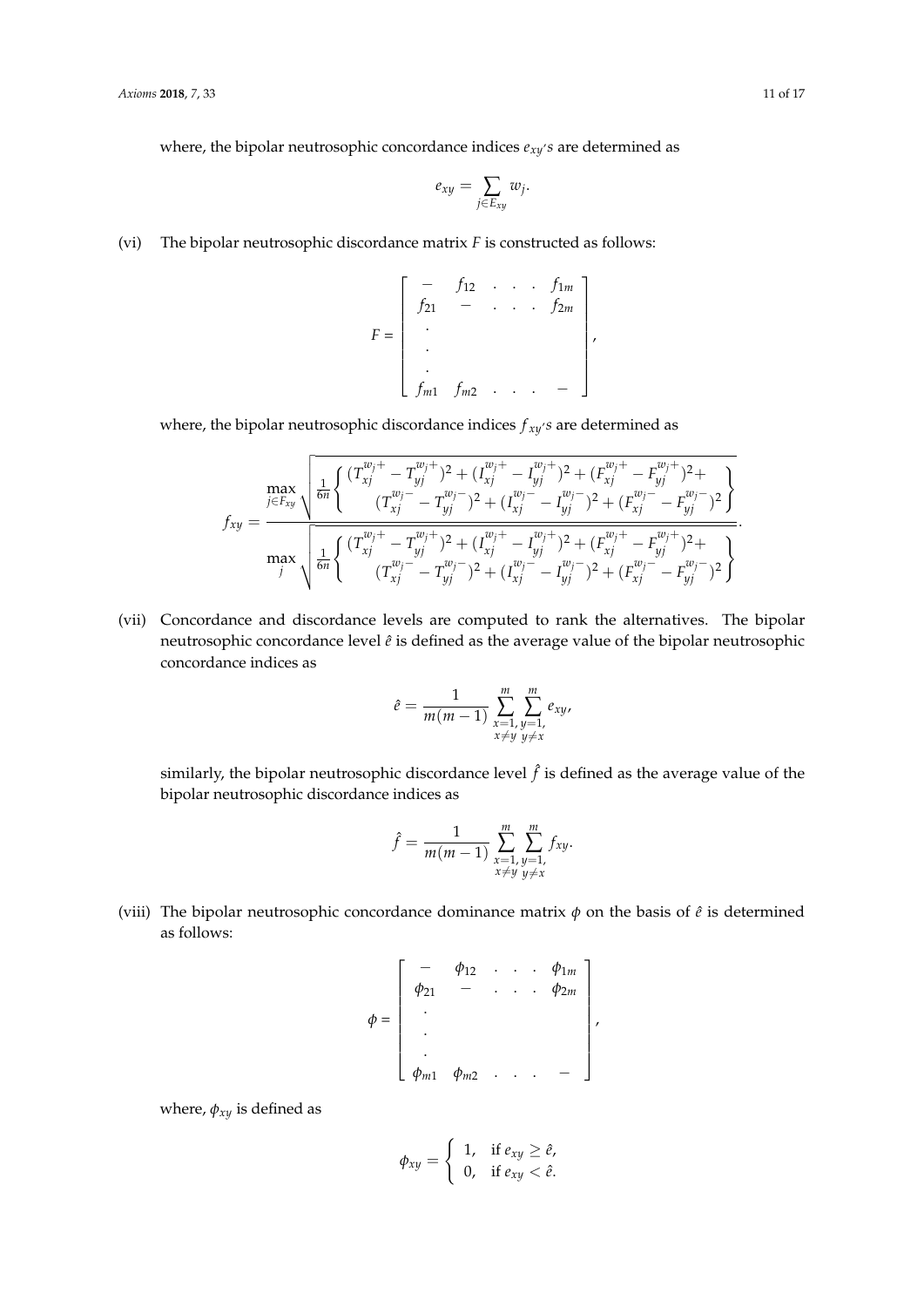where, the bipolar neutrosophic concordance indices $e_{xy}'s$ are determined as

$$e_{xy} = \sum_{j \in E_{xy}} w_j.$$

(vi) The bipolar neutrosophic discordance matrix $F$ is constructed as follows:

$$F = \begin{bmatrix} - & f_{12} & . & . & . & f_{1m} \\ f_{21} & - & . & . & . & f_{2m} \\ . & & & & & \\ . & & & & & \\ . & & & & & \\ f_{m1} & f_{m2} & . & . & . & - \end{bmatrix},$$

where, the bipolar neutrosophic discordance indices $f_{xy}'s$ are determined as

$$f_{xy} = \frac{\max\limits_{j \in F_{xy}} \sqrt{\frac{1}{6n}\left\{ \begin{array}{c} (T_{xj}^{w_j+} - T_{yj}^{w_j+})^2 + (I_{xj}^{w_j+} - I_{yj}^{w_j+})^2 + (F_{xj}^{w_j+} - F_{yj}^{w_j+})^2 + \\ (T_{xj}^{w_j-} - T_{yj}^{w_j-})^2 + (I_{xj}^{w_j-} - I_{yj}^{w_j-})^2 + (F_{xj}^{w_j-} - F_{yj}^{w_j-})^2 \end{array} \right\}}}{\max\limits_{j} \sqrt{\frac{1}{6n}\left\{ \begin{array}{c} (T_{xj}^{w_j+} - T_{yj}^{w_j+})^2 + (I_{xj}^{w_j+} - I_{yj}^{w_j+})^2 + (F_{xj}^{w_j+} - F_{yj}^{w_j+})^2 + \\ (T_{xj}^{w_j-} - T_{yj}^{w_j-})^2 + (I_{xj}^{w_j-} - I_{yj}^{w_j-})^2 + (F_{xj}^{w_j-} - F_{yj}^{w_j-})^2 \end{array} \right\}}}.$$

(vii) Concordance and discordance levels are computed to rank the alternatives. The bipolar neutrosophic concordance level $\hat{e}$ is defined as the average value of the bipolar neutrosophic concordance indices as

$$\hat{e} = \frac{1}{m(m-1)} \sum_{\substack{x=1, \\ x \neq y}}^{m} \sum_{\substack{y=1, \\ y \neq x}}^{m} e_{xy},$$

similarly, the bipolar neutrosophic discordance level $\hat{f}$ is defined as the average value of the bipolar neutrosophic discordance indices as

$$\hat{f} = \frac{1}{m(m-1)} \sum_{\substack{x=1, \\ x \neq y}}^{m} \sum_{\substack{y=1, \\ y \neq x}}^{m} f_{xy}.$$

(viii) The bipolar neutrosophic concordance dominance matrix $\phi$ on the basis of $\hat{e}$ is determined as follows:

$$\phi = \begin{bmatrix} - & \phi_{12} & . & . & . & \phi_{1m} \\ \phi_{21} & - & . & . & . & \phi_{2m} \\ . & & & & & \\ . & & & & & \\ . & & & & & \\ \phi_{m1} & \phi_{m2} & . & . & . & - \end{bmatrix},$$

where, $\phi_{xy}$ is defined as

$$\phi_{xy} = \begin{cases} 1, & \text{if } e_{xy} \geq \hat{e}, \\ 0, & \text{if } e_{xy} < \hat{e}. \end{cases}$$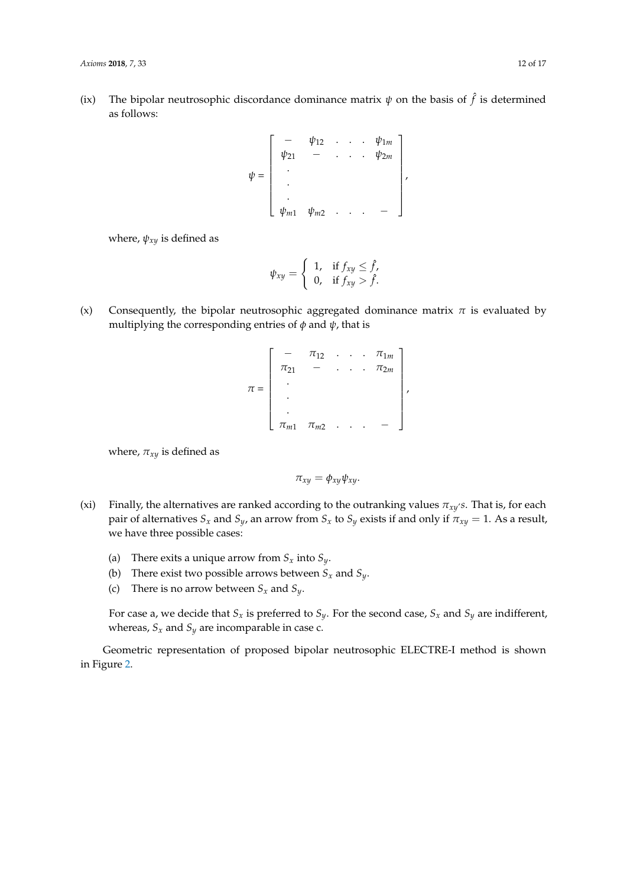(ix) The bipolar neutrosophic discordance dominance matrix $\psi$ on the basis of $\hat{f}$ is determined as follows:

$$\psi = \begin{bmatrix} - & \psi_{12} & . & . & . & \psi_{1m} \\ \psi_{21} & - & . & . & . & \psi_{2m} \\ . & & & & & \\ . & & & & & \\ . & & & & & \\ \psi_{m1} & \psi_{m2} & . & . & . & - \end{bmatrix},$$

where, $\psi_{xy}$ is defined as

$$\psi_{xy} = \begin{cases} 1, & \text{if } f_{xy} \leq \hat{f}, \\ 0, & \text{if } f_{xy} > \hat{f}. \end{cases}$$

(x) Consequently, the bipolar neutrosophic aggregated dominance matrix $\pi$ is evaluated by multiplying the corresponding entries of $\phi$ and $\psi$, that is

$$\pi = \begin{bmatrix} - & \pi_{12} & . & . & . & \pi_{1m} \\ \pi_{21} & - & . & . & . & \pi_{2m} \\ . & & & & & \\ . & & & & & \\ . & & & & & \\ \pi_{m1} & \pi_{m2} & . & . & . & - \end{bmatrix},$$

where, $\pi_{xy}$ is defined as

$$\pi_{xy} = \phi_{xy}\psi_{xy}.$$

(xi) Finally, the alternatives are ranked according to the outranking values $\pi_{xy'}s$. That is, for each pair of alternatives $S_x$ and $S_y$, an arrow from $S_x$ to $S_y$ exists if and only if $\pi_{xy} = 1$. As a result, we have three possible cases:

(a) There exits a unique arrow from $S_x$ into $S_y$.
(b) There exist two possible arrows between $S_x$ and $S_y$.
(c) There is no arrow between $S_x$ and $S_y$.

For case a, we decide that $S_x$ is preferred to $S_y$. For the second case, $S_x$ and $S_y$ are indifferent, whereas, $S_x$ and $S_y$ are incomparable in case c.

Geometric representation of proposed bipolar neutrosophic ELECTRE-I method is shown in Figure 2.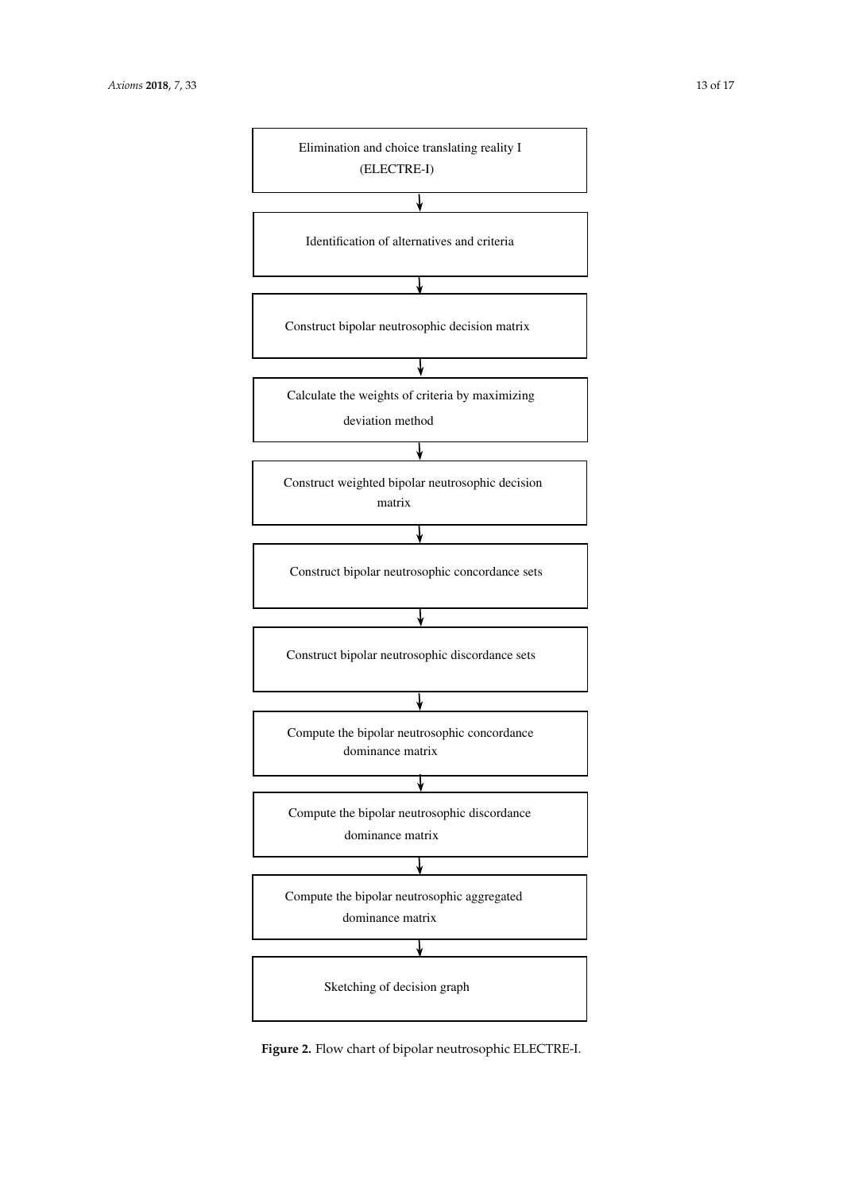Elimination and choice translating reality I (ELECTRE-I)

↓

Identification of alternatives and criteria

↓

Construct bipolar neutrosophic decision matrix

↓

Calculate the weights of criteria by maximizing deviation method

↓

Construct weighted bipolar neutrosophic decision matrix

↓

Construct bipolar neutrosophic concordance sets

↓

Construct bipolar neutrosophic discordance sets

↓

Compute the bipolar neutrosophic concordance dominance matrix

↓

Compute the bipolar neutrosophic discordance dominance matrix

↓

Compute the bipolar neutrosophic aggregated dominance matrix

↓

Sketching of decision graph

**Figure 2.** Flow chart of bipolar neutrosophic ELECTRE-I.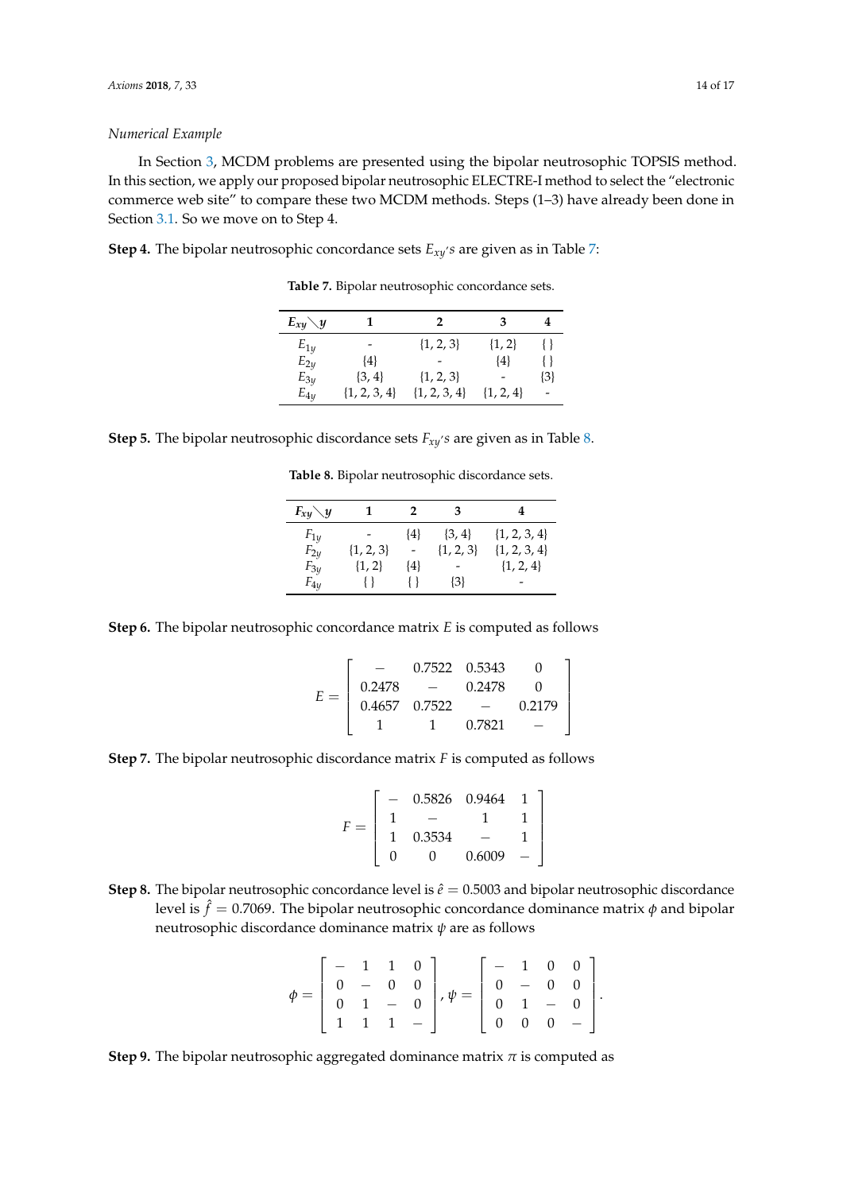*Numerical Example*

In Section 3, MCDM problems are presented using the bipolar neutrosophic TOPSIS method. In this section, we apply our proposed bipolar neutrosophic ELECTRE-I method to select the "electronic commerce web site" to compare these two MCDM methods. Steps (1–3) have already been done in Section 3.1. So we move on to Step 4.

**Step 4.** The bipolar neutrosophic concordance sets $E_{xy'}s$ are given as in Table 7:

**Table 7.** Bipolar neutrosophic concordance sets.

| $E_{xy} \diagdown y$ | 1 | 2 | 3 | 4 |
|---|---|---|---|---|
| $E_{1y}$ | - | {1, 2, 3} | {1, 2} | { } |
| $E_{2y}$ | {4} | - | {4} | { } |
| $E_{3y}$ | {3, 4} | {1, 2, 3} | - | {3} |
| $E_{4y}$ | {1, 2, 3, 4} | {1, 2, 3, 4} | {1, 2, 4} | - |

**Step 5.** The bipolar neutrosophic discordance sets $F_{xy'}s$ are given as in Table 8.

**Table 8.** Bipolar neutrosophic discordance sets.

| $F_{xy} \diagdown y$ | 1 | 2 | 3 | 4 |
|---|---|---|---|---|
| $F_{1y}$ | - | {4} | {3, 4} | {1, 2, 3, 4} |
| $F_{2y}$ | {1, 2, 3} | - | {1, 2, 3} | {1, 2, 3, 4} |
| $F_{3y}$ | {1, 2} | {4} | - | {1, 2, 4} |
| $F_{4y}$ | { } | { } | {3} | - |

**Step 6.** The bipolar neutrosophic concordance matrix $E$ is computed as follows

$$E = \begin{bmatrix} - & 0.7522 & 0.5343 & 0 \\ 0.2478 & - & 0.2478 & 0 \\ 0.4657 & 0.7522 & - & 0.2179 \\ 1 & 1 & 0.7821 & - \end{bmatrix}$$

**Step 7.** The bipolar neutrosophic discordance matrix $F$ is computed as follows

$$F = \begin{bmatrix} - & 0.5826 & 0.9464 & 1 \\ 1 & - & 1 & 1 \\ 1 & 0.3534 & - & 1 \\ 0 & 0 & 0.6009 & - \end{bmatrix}$$

**Step 8.** The bipolar neutrosophic concordance level is $\hat{e} = 0.5003$ and bipolar neutrosophic discordance level is $\hat{f} = 0.7069$. The bipolar neutrosophic concordance dominance matrix $\phi$ and bipolar neutrosophic discordance dominance matrix $\psi$ are as follows

$$\phi = \begin{bmatrix} - & 1 & 1 & 0 \\ 0 & - & 0 & 0 \\ 0 & 1 & - & 0 \\ 1 & 1 & 1 & - \end{bmatrix}, \psi = \begin{bmatrix} - & 1 & 0 & 0 \\ 0 & - & 0 & 0 \\ 0 & 1 & - & 0 \\ 0 & 0 & 0 & - \end{bmatrix}.$$

**Step 9.** The bipolar neutrosophic aggregated dominance matrix $\pi$ is computed as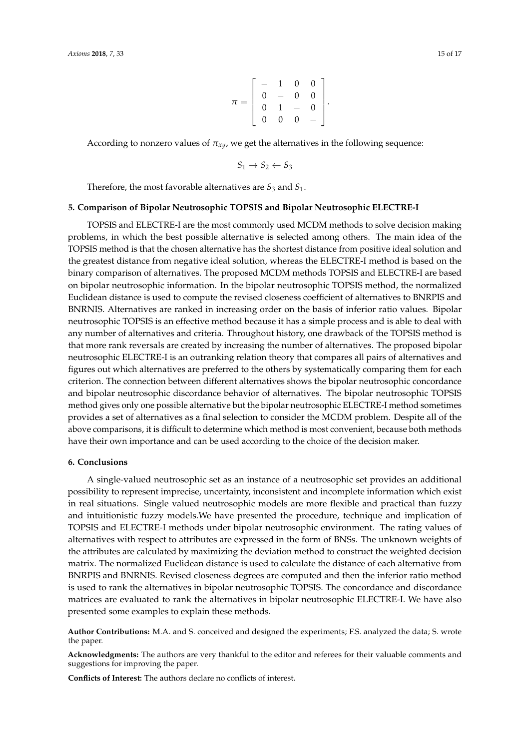$$\pi = \begin{bmatrix} - & 1 & 0 & 0 \\ 0 & - & 0 & 0 \\ 0 & 1 & - & 0 \\ 0 & 0 & 0 & - \end{bmatrix}.$$

According to nonzero values of $\pi_{xy}$, we get the alternatives in the following sequence:

$$S_1 \rightarrow S_2 \leftarrow S_3$$

Therefore, the most favorable alternatives are $S_3$ and $S_1$.

## 5. Comparison of Bipolar Neutrosophic TOPSIS and Bipolar Neutrosophic ELECTRE-I

TOPSIS and ELECTRE-I are the most commonly used MCDM methods to solve decision making problems, in which the best possible alternative is selected among others. The main idea of the TOPSIS method is that the chosen alternative has the shortest distance from positive ideal solution and the greatest distance from negative ideal solution, whereas the ELECTRE-I method is based on the binary comparison of alternatives. The proposed MCDM methods TOPSIS and ELECTRE-I are based on bipolar neutrosophic information. In the bipolar neutrosophic TOPSIS method, the normalized Euclidean distance is used to compute the revised closeness coefficient of alternatives to BNRPIS and BNRNIS. Alternatives are ranked in increasing order on the basis of inferior ratio values. Bipolar neutrosophic TOPSIS is an effective method because it has a simple process and is able to deal with any number of alternatives and criteria. Throughout history, one drawback of the TOPSIS method is that more rank reversals are created by increasing the number of alternatives. The proposed bipolar neutrosophic ELECTRE-I is an outranking relation theory that compares all pairs of alternatives and figures out which alternatives are preferred to the others by systematically comparing them for each criterion. The connection between different alternatives shows the bipolar neutrosophic concordance and bipolar neutrosophic discordance behavior of alternatives. The bipolar neutrosophic TOPSIS method gives only one possible alternative but the bipolar neutrosophic ELECTRE-I method sometimes provides a set of alternatives as a final selection to consider the MCDM problem. Despite all of the above comparisons, it is difficult to determine which method is most convenient, because both methods have their own importance and can be used according to the choice of the decision maker.

## 6. Conclusions

A single-valued neutrosophic set as an instance of a neutrosophic set provides an additional possibility to represent imprecise, uncertainty, inconsistent and incomplete information which exist in real situations. Single valued neutrosophic models are more flexible and practical than fuzzy and intuitionistic fuzzy models.We have presented the procedure, technique and implication of TOPSIS and ELECTRE-I methods under bipolar neutrosophic environment. The rating values of alternatives with respect to attributes are expressed in the form of BNSs. The unknown weights of the attributes are calculated by maximizing the deviation method to construct the weighted decision matrix. The normalized Euclidean distance is used to calculate the distance of each alternative from BNRPIS and BNRNIS. Revised closeness degrees are computed and then the inferior ratio method is used to rank the alternatives in bipolar neutrosophic TOPSIS. The concordance and discordance matrices are evaluated to rank the alternatives in bipolar neutrosophic ELECTRE-I. We have also presented some examples to explain these methods.

**Author Contributions:** M.A. and S. conceived and designed the experiments; F.S. analyzed the data; S. wrote the paper.

**Acknowledgments:** The authors are very thankful to the editor and referees for their valuable comments and suggestions for improving the paper.

**Conflicts of Interest:** The authors declare no conflicts of interest.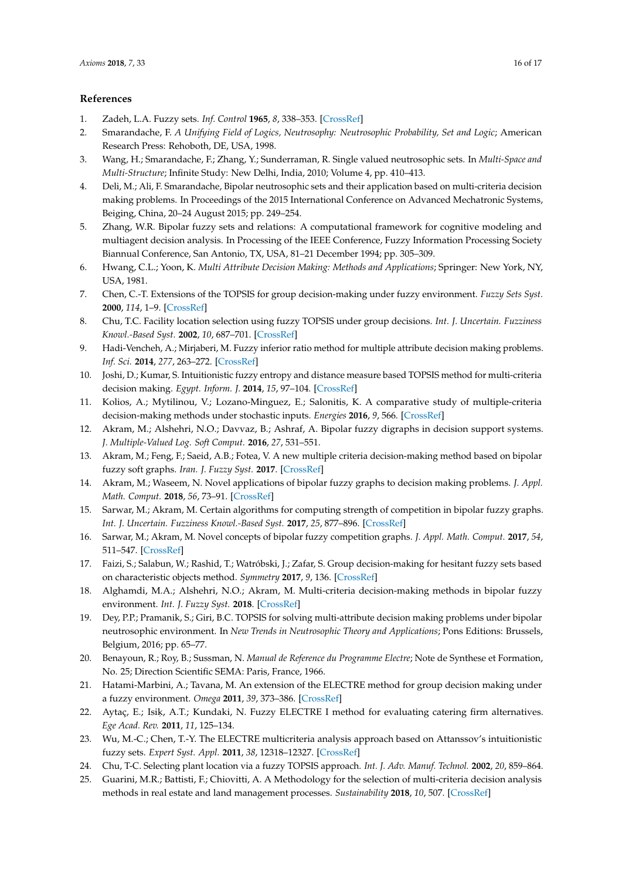## References

1. Zadeh, L.A. Fuzzy sets. *Inf. Control* **1965**, *8*, 338–353. [CrossRef]
2. Smarandache, F. *A Unifying Field of Logics, Neutrosophy: Neutrosophic Probability, Set and Logic*; American Research Press: Rehoboth, DE, USA, 1998.
3. Wang, H.; Smarandache, F.; Zhang, Y.; Sunderraman, R. Single valued neutrosophic sets. In *Multi-Space and Multi-Structure*; Infinite Study: New Delhi, India, 2010; Volume 4, pp. 410–413.
4. Deli, M.; Ali, F. Smarandache, Bipolar neutrosophic sets and their application based on multi-criteria decision making problems. In Proceedings of the 2015 International Conference on Advanced Mechatronic Systems, Beiging, China, 20–24 August 2015; pp. 249–254.
5. Zhang, W.R. Bipolar fuzzy sets and relations: A computational framework for cognitive modeling and multiagent decision analysis. In Processing of the IEEE Conference, Fuzzy Information Processing Society Biannual Conference, San Antonio, TX, USA, 81–21 December 1994; pp. 305–309.
6. Hwang, C.L.; Yoon, K. *Multi Attribute Decision Making: Methods and Applications*; Springer: New York, NY, USA, 1981.
7. Chen, C.-T. Extensions of the TOPSIS for group decision-making under fuzzy environment. *Fuzzy Sets Syst.* **2000**, *114*, 1–9. [CrossRef]
8. Chu, T.C. Facility location selection using fuzzy TOPSIS under group decisions. *Int. J. Uncertain. Fuzziness Knowl.-Based Syst.* **2002**, *10*, 687–701. [CrossRef]
9. Hadi-Vencheh, A.; Mirjaberi, M. Fuzzy inferior ratio method for multiple attribute decision making problems. *Inf. Sci.* **2014**, *277*, 263–272. [CrossRef]
10. Joshi, D.; Kumar, S. Intuitionistic fuzzy entropy and distance measure based TOPSIS method for multi-criteria decision making. *Egypt. Inform. J.* **2014**, *15*, 97–104. [CrossRef]
11. Kolios, A.; Mytilinou, V.; Lozano-Minguez, E.; Salonitis, K. A comparative study of multiple-criteria decision-making methods under stochastic inputs. *Energies* **2016**, *9*, 566. [CrossRef]
12. Akram, M.; Alshehri, N.O.; Davvaz, B.; Ashraf, A. Bipolar fuzzy digraphs in decision support systems. *J. Multiple-Valued Log. Soft Comput.* **2016**, *27*, 531–551.
13. Akram, M.; Feng, F.; Saeid, A.B.; Fotea, V. A new multiple criteria decision-making method based on bipolar fuzzy soft graphs. *Iran. J. Fuzzy Syst.* **2017**. [CrossRef]
14. Akram, M.; Waseem, N. Novel applications of bipolar fuzzy graphs to decision making problems. *J. Appl. Math. Comput.* **2018**, *56*, 73–91. [CrossRef]
15. Sarwar, M.; Akram, M. Certain algorithms for computing strength of competition in bipolar fuzzy graphs. *Int. J. Uncertain. Fuzziness Knowl.-Based Syst.* **2017**, *25*, 877–896. [CrossRef]
16. Sarwar, M.; Akram, M. Novel concepts of bipolar fuzzy competition graphs. *J. Appl. Math. Comput.* **2017**, *54*, 511–547. [CrossRef]
17. Faizi, S.; Salabun, W.; Rashid, T.; Watróbski, J.; Zafar, S. Group decision-making for hesitant fuzzy sets based on characteristic objects method. *Symmetry* **2017**, *9*, 136. [CrossRef]
18. Alghamdi, M.A.; Alshehri, N.O.; Akram, M. Multi-criteria decision-making methods in bipolar fuzzy environment. *Int. J. Fuzzy Syst.* **2018**. [CrossRef]
19. Dey, P.P.; Pramanik, S.; Giri, B.C. TOPSIS for solving multi-attribute decision making problems under bipolar neutrosophic environment. In *New Trends in Neutrosophic Theory and Applications*; Pons Editions: Brussels, Belgium, 2016; pp. 65–77.
20. Benayoun, R.; Roy, B.; Sussman, N. *Manual de Reference du Programme Electre*; Note de Synthese et Formation, No. 25; Direction Scientific SEMA: Paris, France, 1966.
21. Hatami-Marbini, A.; Tavana, M. An extension of the ELECTRE method for group decision making under a fuzzy environment. *Omega* **2011**, *39*, 373–386. [CrossRef]
22. Aytaç, E.; Isik, A.T.; Kundaki, N. Fuzzy ELECTRE I method for evaluating catering firm alternatives. *Ege Acad. Rev.* **2011**, *11*, 125–134.
23. Wu, M.-C.; Chen, T.-Y. The ELECTRE multicriteria analysis approach based on Attanssov's intuitionistic fuzzy sets. *Expert Syst. Appl.* **2011**, *38*, 12318–12327. [CrossRef]
24. Chu, T-C. Selecting plant location via a fuzzy TOPSIS approach. *Int. J. Adv. Manuf. Technol.* **2002**, *20*, 859–864.
25. Guarini, M.R.; Battisti, F.; Chiovitti, A. A Methodology for the selection of multi-criteria decision analysis methods in real estate and land management processes. *Sustainability* **2018**, *10*, 507. [CrossRef]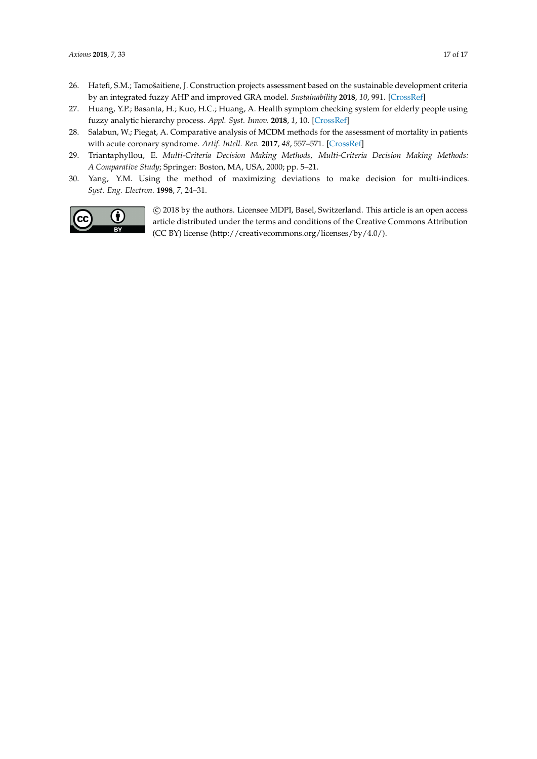26. Hatefi, S.M.; Tamošaitiene, J. Construction projects assessment based on the sustainable development criteria by an integrated fuzzy AHP and improved GRA model. *Sustainability* **2018**, *10*, 991. [CrossRef]
27. Huang, Y.P.; Basanta, H.; Kuo, H.C.; Huang, A. Health symptom checking system for elderly people using fuzzy analytic hierarchy process. *Appl. Syst. Innov.* **2018**, *1*, 10. [CrossRef]
28. Salabun, W.; Piegat, A. Comparative analysis of MCDM methods for the assessment of mortality in patients with acute coronary syndrome. *Artif. Intell. Rev.* **2017**, *48*, 557–571. [CrossRef]
29. Triantaphyllou, E. *Multi-Criteria Decision Making Methods, Multi-Criteria Decision Making Methods: A Comparative Study*; Springer: Boston, MA, USA, 2000; pp. 5–21.
30. Yang, Y.M. Using the method of maximizing deviations to make decision for multi-indices. *Syst. Eng. Electron.* **1998**, *7*, 24–31.

© 2018 by the authors. Licensee MDPI, Basel, Switzerland. This article is an open access article distributed under the terms and conditions of the Creative Commons Attribution (CC BY) license (http://creativecommons.org/licenses/by/4.0/).